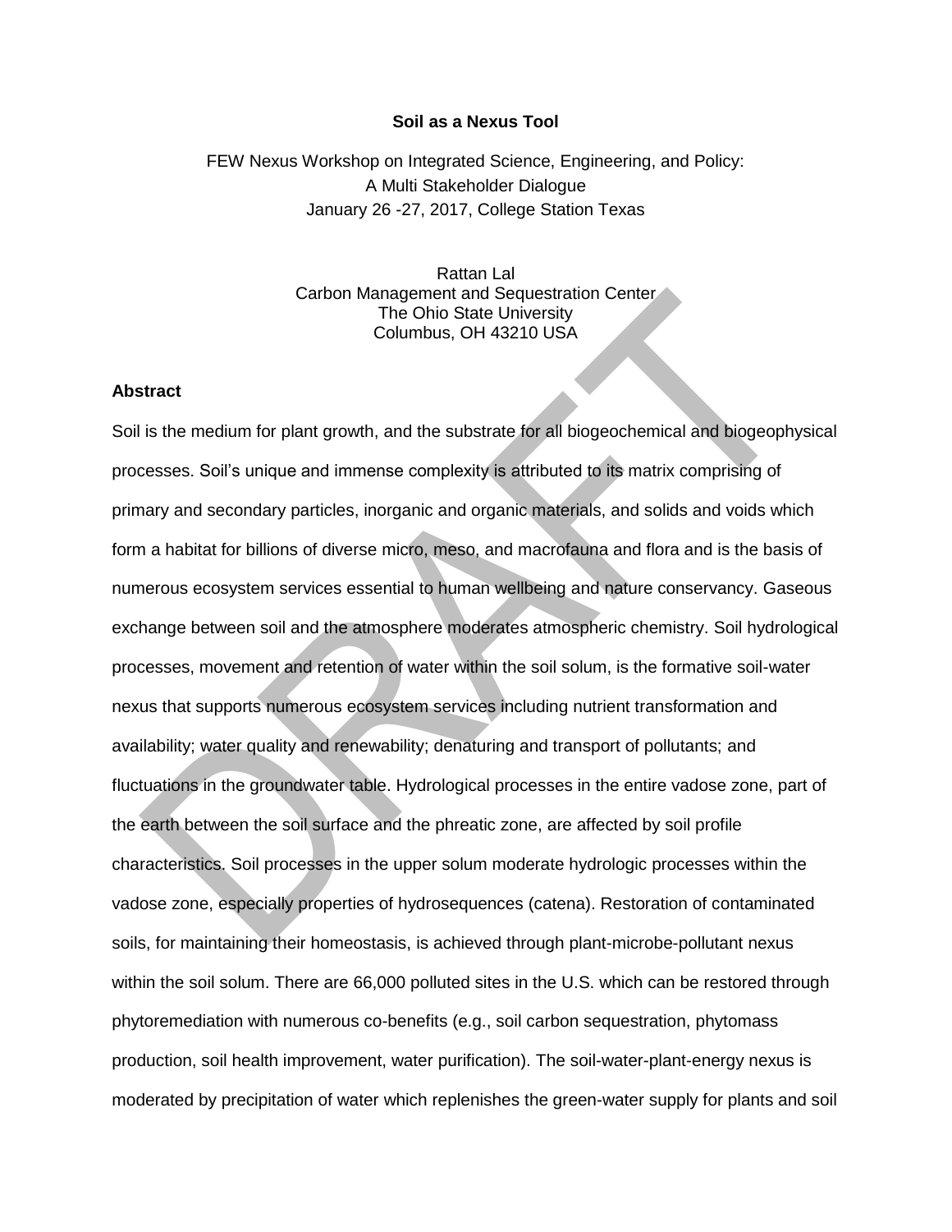# Soil as a Nexus Tool

FEW Nexus Workshop on Integrated Science, Engineering, and Policy:
A Multi Stakeholder Dialogue
January 26 -27, 2017, College Station Texas

Rattan Lal
Carbon Management and Sequestration Center
The Ohio State University
Columbus, OH 43210 USA

## Abstract

Soil is the medium for plant growth, and the substrate for all biogeochemical and biogeophysical processes. Soil's unique and immense complexity is attributed to its matrix comprising of primary and secondary particles, inorganic and organic materials, and solids and voids which form a habitat for billions of diverse micro, meso, and macrofauna and flora and is the basis of numerous ecosystem services essential to human wellbeing and nature conservancy. Gaseous exchange between soil and the atmosphere moderates atmospheric chemistry. Soil hydrological processes, movement and retention of water within the soil solum, is the formative soil-water nexus that supports numerous ecosystem services including nutrient transformation and availability; water quality and renewability; denaturing and transport of pollutants; and fluctuations in the groundwater table. Hydrological processes in the entire vadose zone, part of the earth between the soil surface and the phreatic zone, are affected by soil profile characteristics. Soil processes in the upper solum moderate hydrologic processes within the vadose zone, especially properties of hydrosequences (catena). Restoration of contaminated soils, for maintaining their homeostasis, is achieved through plant-microbe-pollutant nexus within the soil solum. There are 66,000 polluted sites in the U.S. which can be restored through phytoremediation with numerous co-benefits (e.g., soil carbon sequestration, phytomass production, soil health improvement, water purification). The soil-water-plant-energy nexus is moderated by precipitation of water which replenishes the green-water supply for plants and soil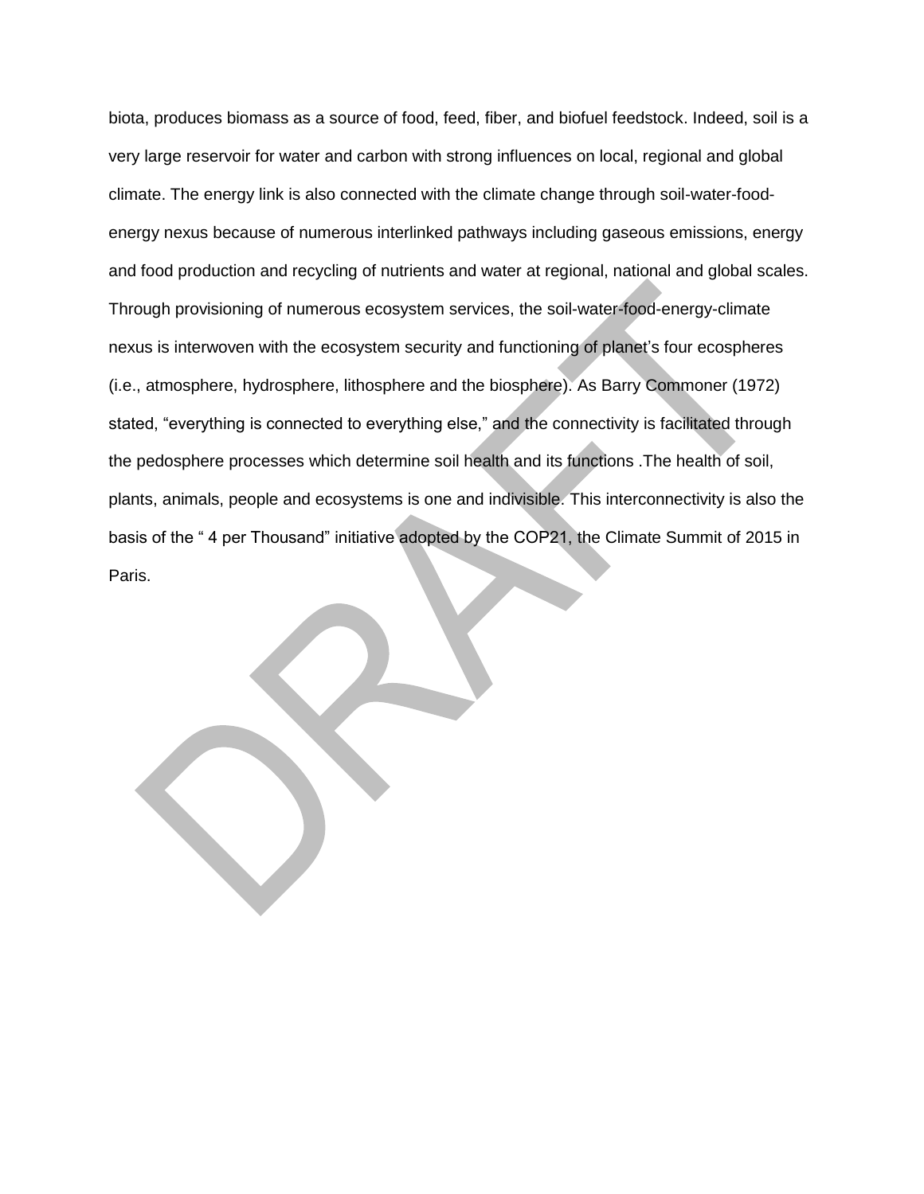biota, produces biomass as a source of food, feed, fiber, and biofuel feedstock. Indeed, soil is a very large reservoir for water and carbon with strong influences on local, regional and global climate. The energy link is also connected with the climate change through soil-water-food-energy nexus because of numerous interlinked pathways including gaseous emissions, energy and food production and recycling of nutrients and water at regional, national and global scales. Through provisioning of numerous ecosystem services, the soil-water-food-energy-climate nexus is interwoven with the ecosystem security and functioning of planet's four ecospheres (i.e., atmosphere, hydrosphere, lithosphere and the biosphere). As Barry Commoner (1972) stated, "everything is connected to everything else," and the connectivity is facilitated through the pedosphere processes which determine soil health and its functions .The health of soil, plants, animals, people and ecosystems is one and indivisible. This interconnectivity is also the basis of the " 4 per Thousand" initiative adopted by the COP21, the Climate Summit of 2015 in Paris.